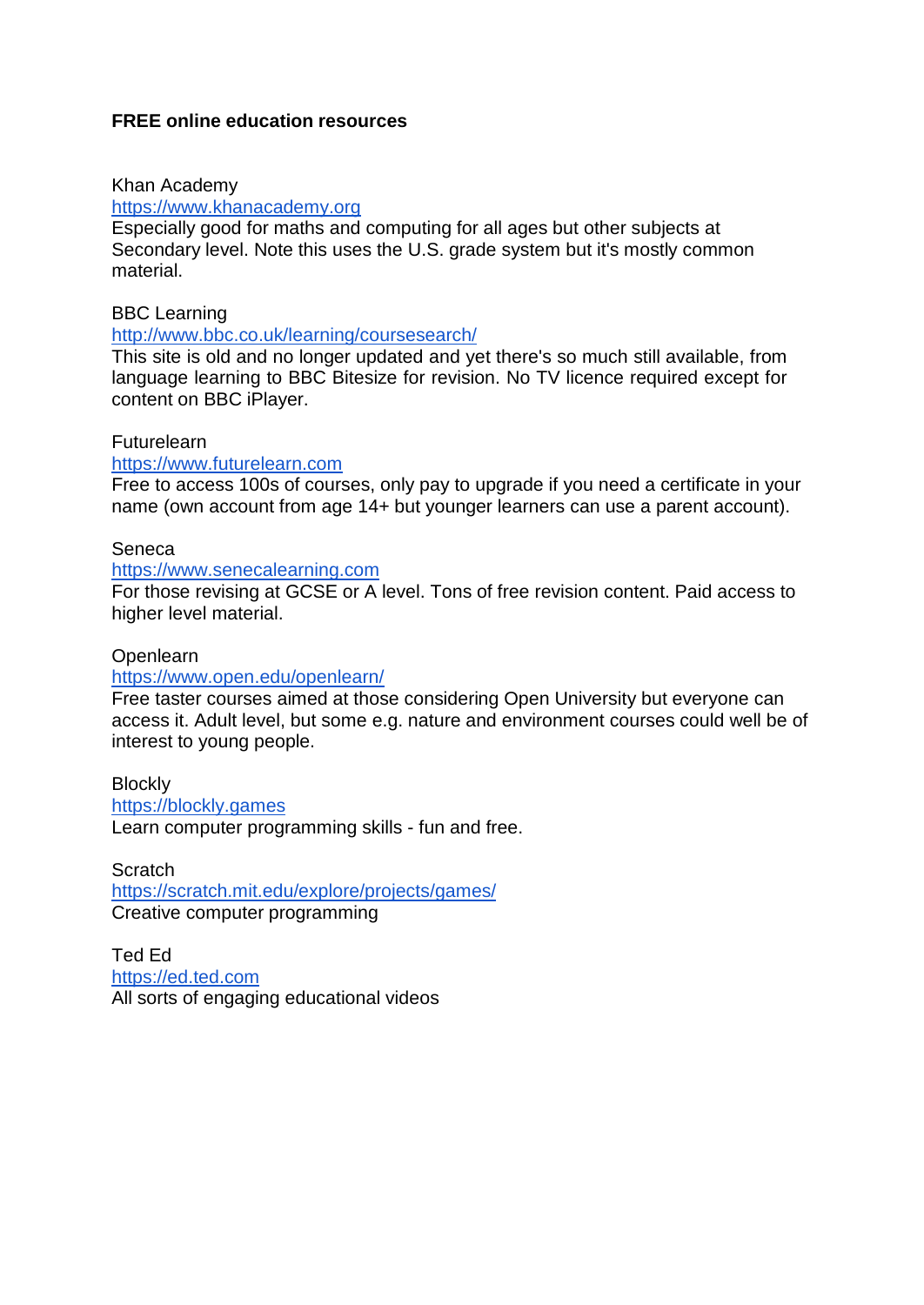**FREE online education resources**

Khan Academy
https://www.khanacademy.org
Especially good for maths and computing for all ages but other subjects at Secondary level. Note this uses the U.S. grade system but it's mostly common material.

BBC Learning
http://www.bbc.co.uk/learning/coursesearch/
This site is old and no longer updated and yet there's so much still available, from language learning to BBC Bitesize for revision. No TV licence required except for content on BBC iPlayer.

Futurelearn
https://www.futurelearn.com
Free to access 100s of courses, only pay to upgrade if you need a certificate in your name (own account from age 14+ but younger learners can use a parent account).

Seneca
https://www.senecalearning.com
For those revising at GCSE or A level. Tons of free revision content. Paid access to higher level material.

Openlearn
https://www.open.edu/openlearn/
Free taster courses aimed at those considering Open University but everyone can access it. Adult level, but some e.g. nature and environment courses could well be of interest to young people.

Blockly
https://blockly.games
Learn computer programming skills - fun and free.

Scratch
https://scratch.mit.edu/explore/projects/games/
Creative computer programming

Ted Ed
https://ed.ted.com
All sorts of engaging educational videos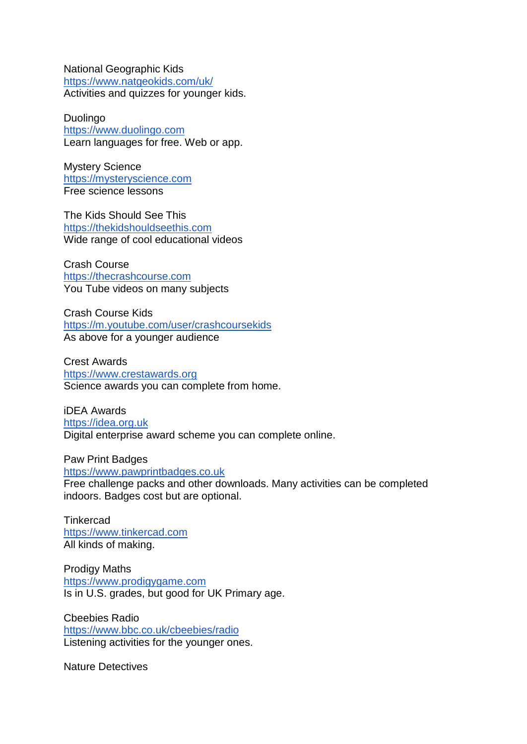National Geographic Kids  
https://www.natgeokids.com/uk/  
Activities and quizzes for younger kids.

Duolingo  
https://www.duolingo.com  
Learn languages for free. Web or app.

Mystery Science  
https://mysteryscience.com  
Free science lessons

The Kids Should See This  
https://thekidshouldseethis.com  
Wide range of cool educational videos

Crash Course  
https://thecrashcourse.com  
You Tube videos on many subjects

Crash Course Kids  
https://m.youtube.com/user/crashcoursekids  
As above for a younger audience

Crest Awards  
https://www.crestawards.org  
Science awards you can complete from home.

iDEA Awards  
https://idea.org.uk  
Digital enterprise award scheme you can complete online.

Paw Print Badges  
https://www.pawprintbadges.co.uk  
Free challenge packs and other downloads. Many activities can be completed indoors. Badges cost but are optional.

Tinkercad  
https://www.tinkercad.com  
All kinds of making.

Prodigy Maths  
https://www.prodigygame.com  
Is in U.S. grades, but good for UK Primary age.

Cbeebies Radio  
https://www.bbc.co.uk/cbeebies/radio  
Listening activities for the younger ones.

Nature Detectives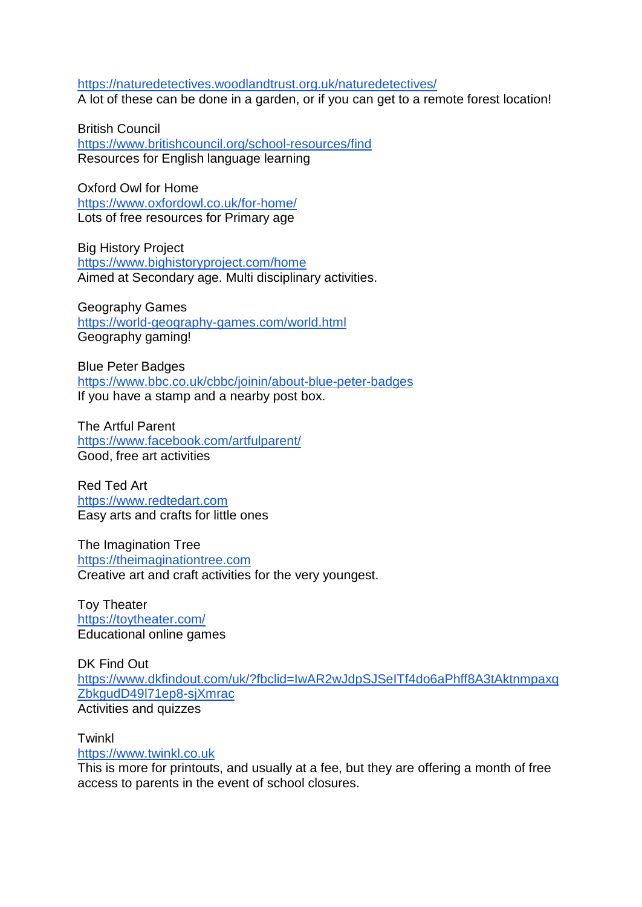https://naturedetectives.woodlandtrust.org.uk/naturedetectives/
A lot of these can be done in a garden, or if you can get to a remote forest location!

British Council
https://www.britishcouncil.org/school-resources/find
Resources for English language learning

Oxford Owl for Home
https://www.oxfordowl.co.uk/for-home/
Lots of free resources for Primary age

Big History Project
https://www.bighistoryproject.com/home
Aimed at Secondary age. Multi disciplinary activities.

Geography Games
https://world-geography-games.com/world.html
Geography gaming!

Blue Peter Badges
https://www.bbc.co.uk/cbbc/joinin/about-blue-peter-badges
If you have a stamp and a nearby post box.

The Artful Parent
https://www.facebook.com/artfulparent/
Good, free art activities

Red Ted Art
https://www.redtedart.com
Easy arts and crafts for little ones

The Imagination Tree
https://theimaginationtree.com
Creative art and craft activities for the very youngest.

Toy Theater
https://toytheater.com/
Educational online games

DK Find Out
https://www.dkfindout.com/uk/?fbclid=IwAR2wJdpSJSeITf4do6aPhff8A3tAktnmpaxqZbkgudD49l71ep8-sjXmrac
Activities and quizzes

Twinkl
https://www.twinkl.co.uk
This is more for printouts, and usually at a fee, but they are offering a month of free access to parents in the event of school closures.